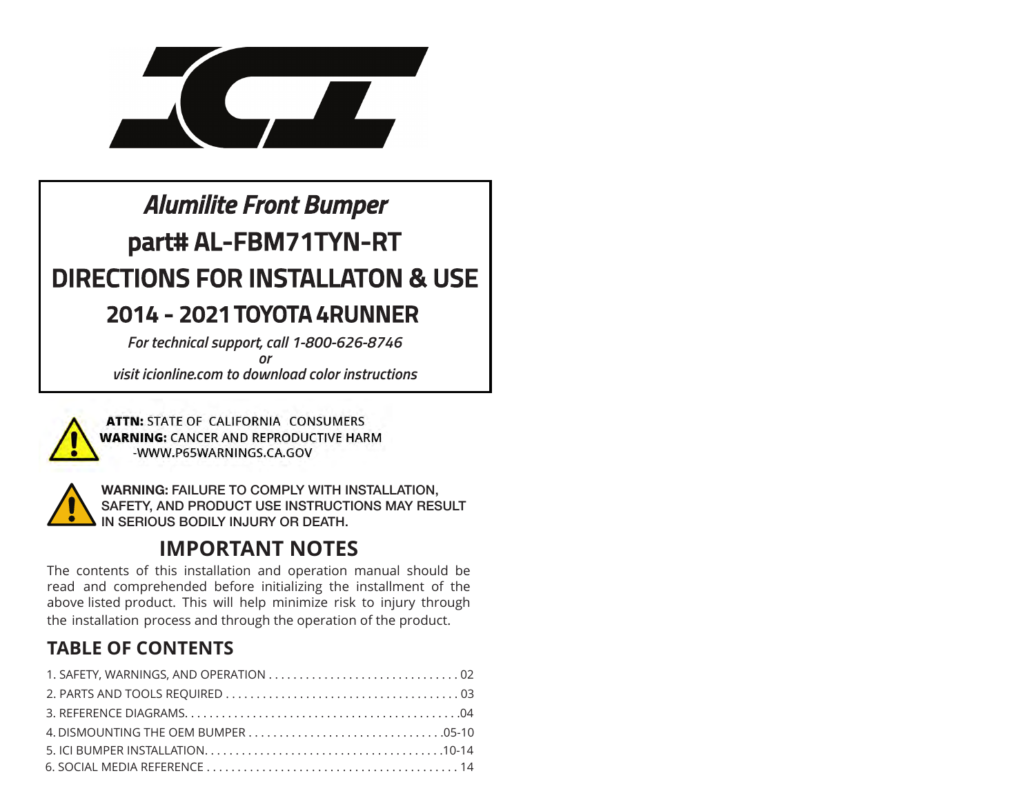# *Alumilite Front Bumper*

## part# AL-FBM71TYN-RT

## DIRECTIONS FOR INSTALLATON & USE

## 2014 - 2021 TOYOTA 4RUNNER

*For technical support, call 1-800-626-8746*

*or*

*visit icionline.com to download color instructions*

**ATTN:** STATE OF CALIFORNIA CONSUMERS
**WARNING:** CANCER AND REPRODUCTIVE HARM
-WWW.P65WARNINGS.CA.GOV

**WARNING:** FAILURE TO COMPLY WITH INSTALLATION, SAFETY, AND PRODUCT USE INSTRUCTIONS MAY RESULT IN SERIOUS BODILY INJURY OR DEATH.

## IMPORTANT NOTES

The contents of this installation and operation manual should be read and comprehended before initializing the installment of the above listed product. This will help minimize risk to injury through the installation process and through the operation of the product.

## TABLE OF CONTENTS

1. SAFETY, WARNINGS, AND OPERATION .......... 02
2. PARTS AND TOOLS REQUIRED .......... 03
3. REFERENCE DIAGRAMS .......... 04
4. DISMOUNTING THE OEM BUMPER .......... 05-10
5. ICI BUMPER INSTALLATION .......... 10-14
6. SOCIAL MEDIA REFERENCE .......... 14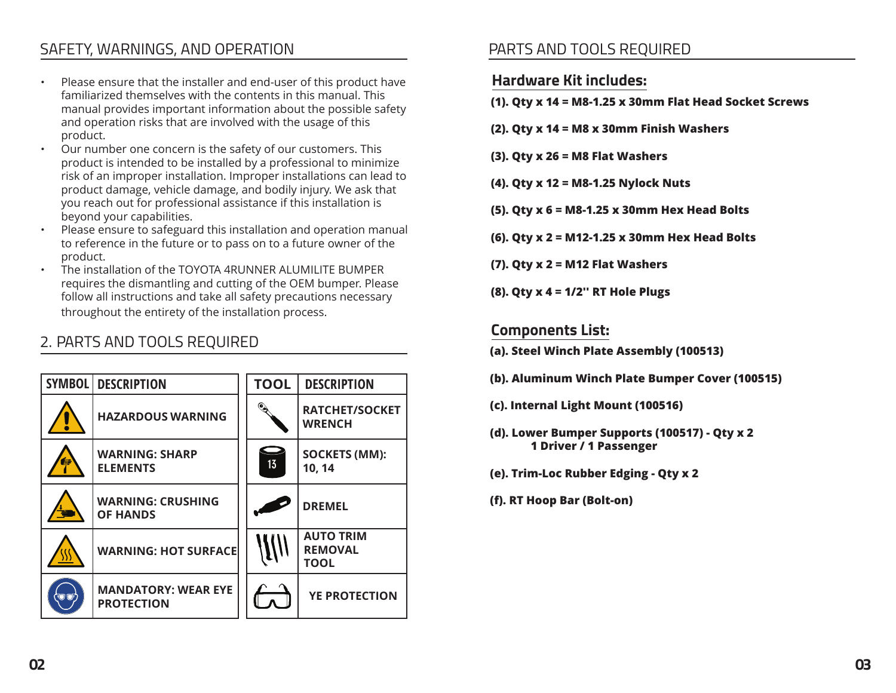## SAFETY, WARNINGS, AND OPERATION

- Please ensure that the installer and end-user of this product have familiarized themselves with the contents in this manual. This manual provides important information about the possible safety and operation risks that are involved with the usage of this product.
- Our number one concern is the safety of our customers. This product is intended to be installed by a professional to minimize risk of an improper installation. Improper installations can lead to product damage, vehicle damage, and bodily injury. We ask that you reach out for professional assistance if this installation is beyond your capabilities.
- Please ensure to safeguard this installation and operation manual to reference in the future or to pass on to a future owner of the product.
- The installation of the TOYOTA 4RUNNER ALUMILITE BUMPER requires the dismantling and cutting of the OEM bumper. Please follow all instructions and take all safety precautions necessary throughout the entirety of the installation process.

## 2. PARTS AND TOOLS REQUIRED

| SYMBOL | DESCRIPTION |
|---|---|
| | HAZARDOUS WARNING |
| | WARNING: SHARP ELEMENTS |
| | WARNING: CRUSHING OF HANDS |
| | WARNING: HOT SURFACE |
| | MANDATORY: WEAR EYE PROTECTION |

| TOOL | DESCRIPTION |
|---|---|
| | RATCHET/SOCKET WRENCH |
| 13 | SOCKETS (MM): 10, 14 |
| | DREMEL |
| | AUTO TRIM REMOVAL TOOL |
| | YE PROTECTION |

## PARTS AND TOOLS REQUIRED

### Hardware Kit includes:

**(1). Qty x 14 = M8-1.25 x 30mm Flat Head Socket Screws**

**(2). Qty x 14 = M8 x 30mm Finish Washers**

**(3). Qty x 26 = M8 Flat Washers**

**(4). Qty x 12 = M8-1.25 Nylock Nuts**

**(5). Qty x 6 = M8-1.25 x 30mm Hex Head Bolts**

**(6). Qty x 2 = M12-1.25 x 30mm Hex Head Bolts**

**(7). Qty x 2 = M12 Flat Washers**

**(8). Qty x 4 = 1/2" RT Hole Plugs**

### Components List:

**(a). Steel Winch Plate Assembly (100513)**

**(b). Aluminum Winch Plate Bumper Cover (100515)**

**(c). Internal Light Mount (100516)**

**(d). Lower Bumper Supports (100517) - Qty x 2**
**1 Driver / 1 Passenger**

**(e). Trim-Loc Rubber Edging - Qty x 2**

**(f). RT Hoop Bar (Bolt-on)**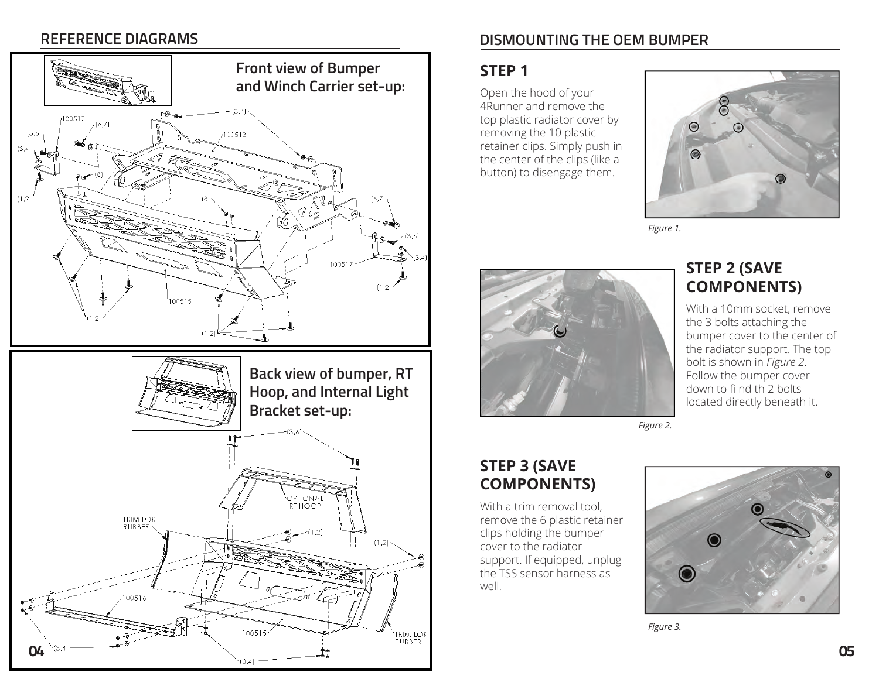## REFERENCE DIAGRAMS

**Front view of Bumper and Winch Carrier set-up:**

**Back view of bumper, RT Hoop, and Internal Light Bracket set-up:**

## DISMOUNTING THE OEM BUMPER

### STEP 1

Open the hood of your 4Runner and remove the top plastic radiator cover by removing the 10 plastic retainer clips. Simply push in the center of the clips (like a button) to disengage them.

*Figure 1.*

### STEP 2 (SAVE COMPONENTS)

With a 10mm socket, remove the 3 bolts attaching the bumper cover to the center of the radiator support. The top bolt is shown in *Figure 2*. Follow the bumper cover down to fi nd th 2 bolts located directly beneath it.

*Figure 2.*

### STEP 3 (SAVE COMPONENTS)

With a trim removal tool, remove the 6 plastic retainer clips holding the bumper cover to the radiator support. If equipped, unplug the TSS sensor harness as well.

*Figure 3.*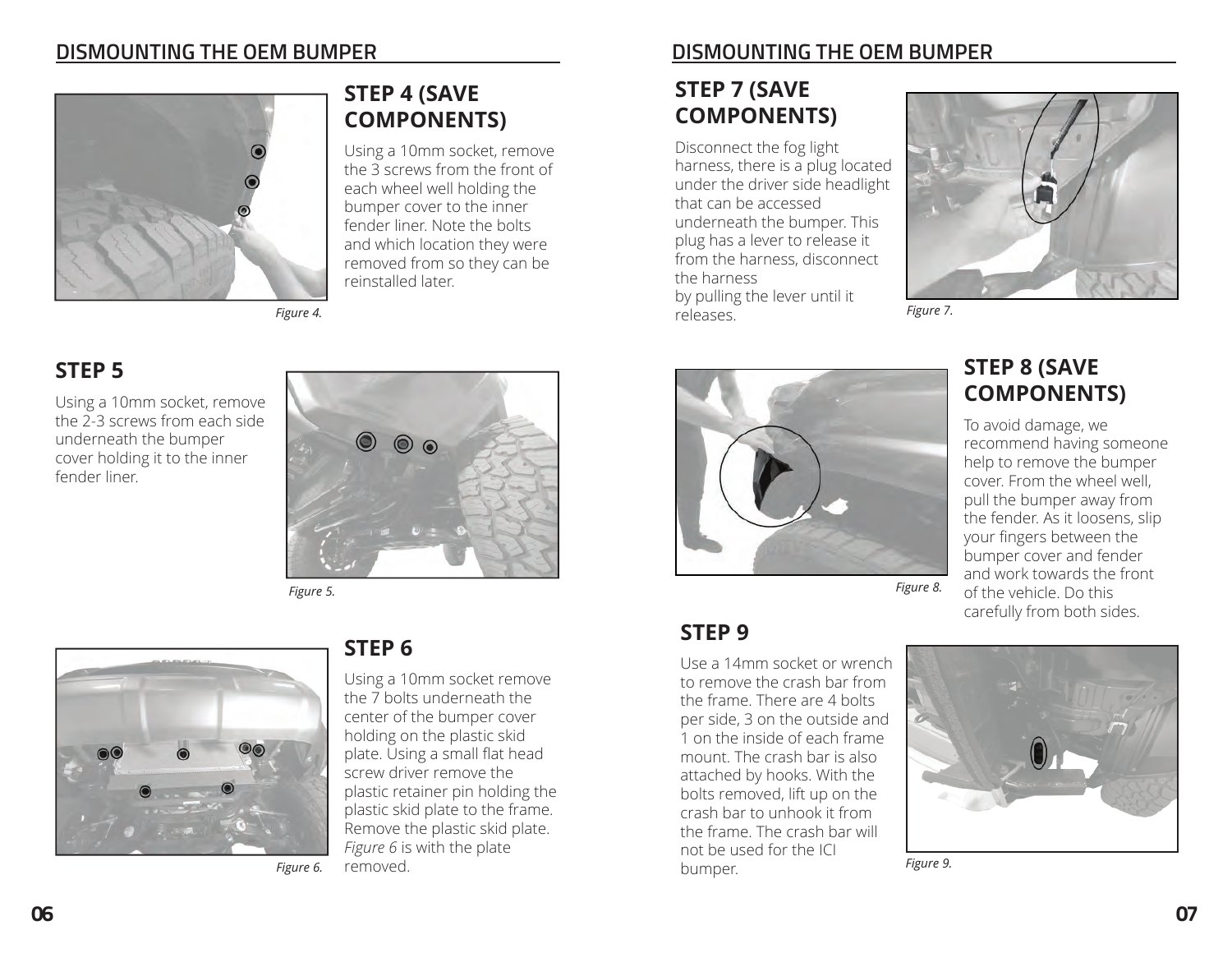## DISMOUNTING THE OEM BUMPER

### STEP 4 (SAVE COMPONENTS)

Using a 10mm socket, remove the 3 screws from the front of each wheel well holding the bumper cover to the inner fender liner. Note the bolts and which location they were removed from so they can be reinstalled later.

*Figure 4.*

### STEP 5

Using a 10mm socket, remove the 2-3 screws from each side underneath the bumper cover holding it to the inner fender liner.

*Figure 5.*

### STEP 6

Using a 10mm socket remove the 7 bolts underneath the center of the bumper cover holding on the plastic skid plate. Using a small flat head screw driver remove the plastic retainer pin holding the plastic skid plate to the frame. Remove the plastic skid plate. *Figure 6* is with the plate removed.

*Figure 6.*

## DISMOUNTING THE OEM BUMPER

### STEP 7 (SAVE COMPONENTS)

Disconnect the fog light harness, there is a plug located under the driver side headlight that can be accessed underneath the bumper. This plug has a lever to release it from the harness, disconnect the harness by pulling the lever until it releases.

*Figure 7.*

### STEP 8 (SAVE COMPONENTS)

To avoid damage, we recommend having someone help to remove the bumper cover. From the wheel well, pull the bumper away from the fender. As it loosens, slip your fingers between the bumper cover and fender and work towards the front of the vehicle. Do this carefully from both sides.

*Figure 8.*

### STEP 9

Use a 14mm socket or wrench to remove the crash bar from the frame. There are 4 bolts per side, 3 on the outside and 1 on the inside of each frame mount. The crash bar is also attached by hooks. With the bolts removed, lift up on the crash bar to unhook it from the frame. The crash bar will not be used for the ICI bumper.

*Figure 9.*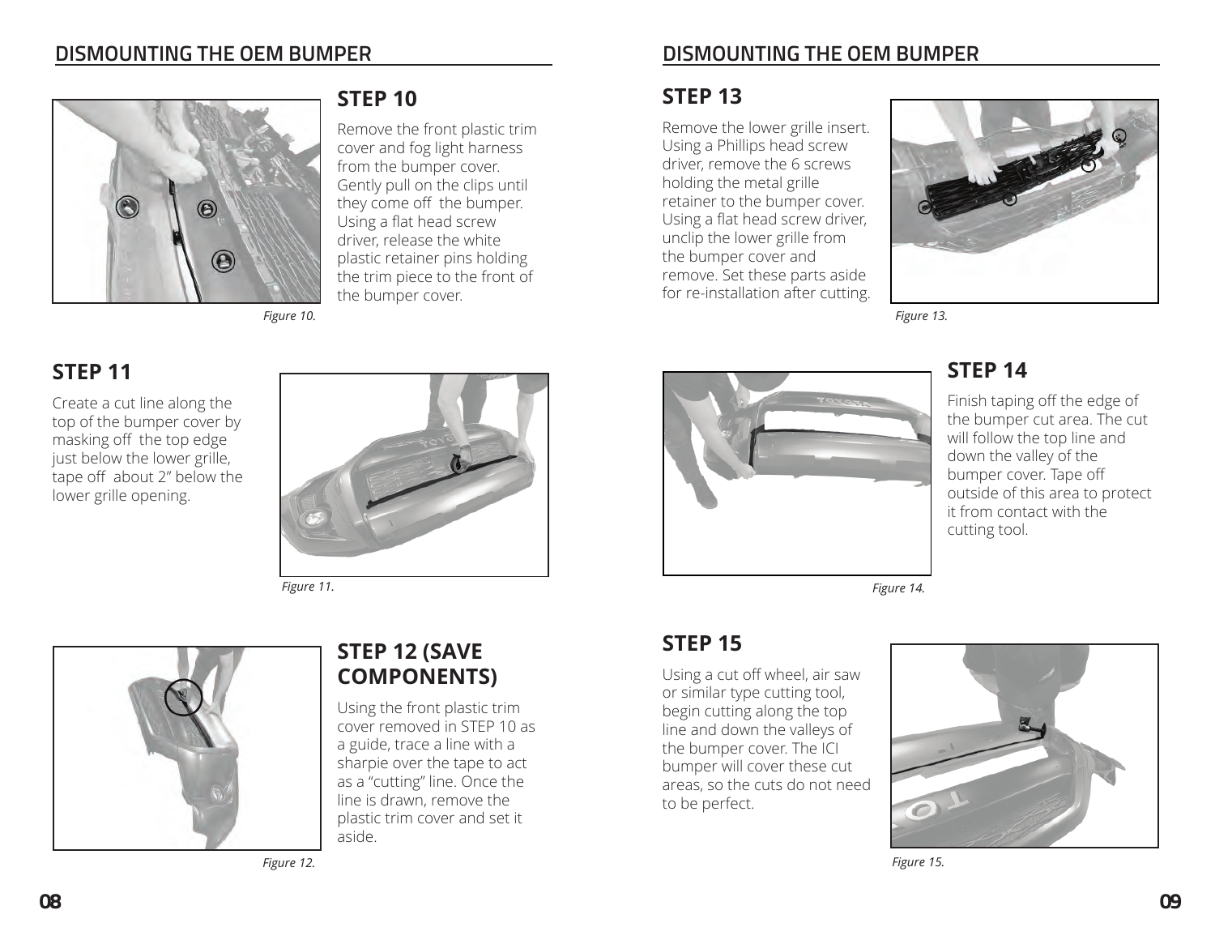## DISMOUNTING THE OEM BUMPER

### STEP 10

Remove the front plastic trim cover and fog light harness from the bumper cover. Gently pull on the clips until they come off the bumper. Using a flat head screw driver, release the white plastic retainer pins holding the trim piece to the front of the bumper cover.

*Figure 10.*

### STEP 11

Create a cut line along the top of the bumper cover by masking off the top edge just below the lower grille, tape off about 2" below the lower grille opening.

*Figure 11.*

### STEP 12 (SAVE COMPONENTS)

Using the front plastic trim cover removed in STEP 10 as a guide, trace a line with a sharpie over the tape to act as a "cutting" line. Once the line is drawn, remove the plastic trim cover and set it aside.

*Figure 12.*

## DISMOUNTING THE OEM BUMPER

### STEP 13

Remove the lower grille insert. Using a Phillips head screw driver, remove the 6 screws holding the metal grille retainer to the bumper cover. Using a flat head screw driver, unclip the lower grille from the bumper cover and remove. Set these parts aside for re-installation after cutting.

*Figure 13.*

### STEP 14

Finish taping off the edge of the bumper cut area. The cut will follow the top line and down the valley of the bumper cover. Tape off outside of this area to protect it from contact with the cutting tool.

*Figure 14.*

### STEP 15

Using a cut off wheel, air saw or similar type cutting tool, begin cutting along the top line and down the valleys of the bumper cover. The ICI bumper will cover these cut areas, so the cuts do not need to be perfect.

*Figure 15.*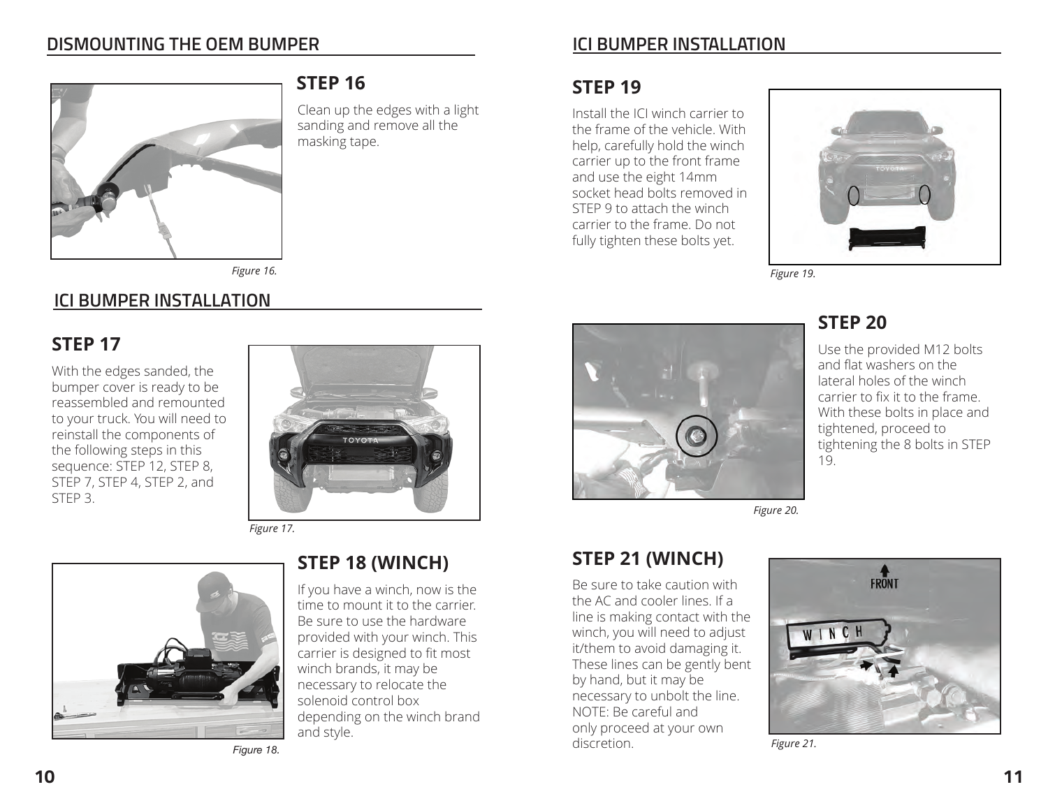## DISMOUNTING THE OEM BUMPER

### STEP 16

Clean up the edges with a light sanding and remove all the masking tape.

*Figure 16.*

## ICI BUMPER INSTALLATION

### STEP 17

With the edges sanded, the bumper cover is ready to be reassembled and remounted to your truck. You will need to reinstall the components of the following steps in this sequence: STEP 12, STEP 8, STEP 7, STEP 4, STEP 2, and STEP 3.

*Figure 17.*

### STEP 18 (WINCH)

If you have a winch, now is the time to mount it to the carrier. Be sure to use the hardware provided with your winch. This carrier is designed to fit most winch brands, it may be necessary to relocate the solenoid control box depending on the winch brand and style.

*Figure 18.*

## ICI BUMPER INSTALLATION

### STEP 19

Install the ICI winch carrier to the frame of the vehicle. With help, carefully hold the winch carrier up to the front frame and use the eight 14mm socket head bolts removed in STEP 9 to attach the winch carrier to the frame. Do not fully tighten these bolts yet.

*Figure 19.*

### STEP 20

Use the provided M12 bolts and flat washers on the lateral holes of the winch carrier to fix it to the frame. With these bolts in place and tightened, proceed to tightening the 8 bolts in STEP 19.

*Figure 20.*

### STEP 21 (WINCH)

Be sure to take caution with the AC and cooler lines. If a line is making contact with the winch, you will need to adjust it/them to avoid damaging it. These lines can be gently bent by hand, but it may be necessary to unbolt the line. NOTE: Be careful and only proceed at your own discretion.

*Figure 21.*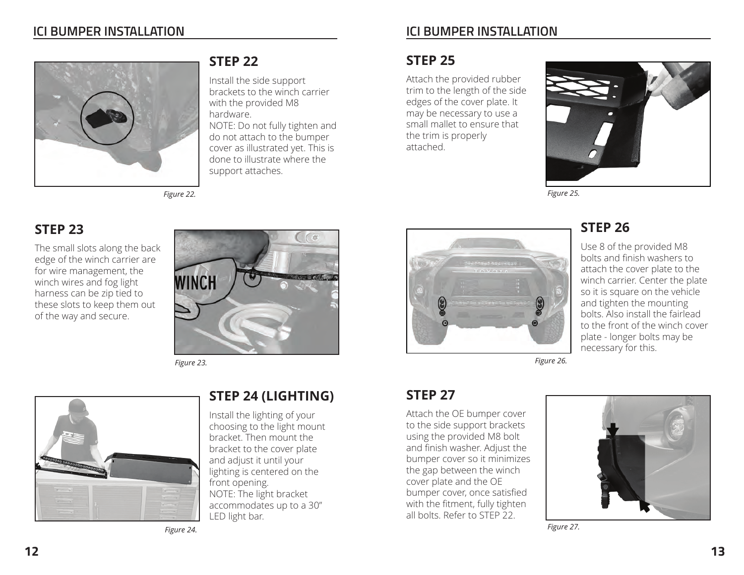## STEP 22

Install the side support brackets to the winch carrier with the provided M8 hardware.
NOTE: Do not fully tighten and do not attach to the bumper cover as illustrated yet. This is done to illustrate where the support attaches.

*Figure 22.*

## STEP 23

The small slots along the back edge of the winch carrier are for wire management, the winch wires and fog light harness can be zip tied to these slots to keep them out of the way and secure.

*Figure 23.*

## STEP 24 (LIGHTING)

Install the lighting of your choosing to the light mount bracket. Then mount the bracket to the cover plate and adjust it until your lighting is centered on the front opening.
NOTE: The light bracket accommodates up to a 30" LED light bar.

*Figure 24.*

## STEP 25

Attach the provided rubber trim to the length of the side edges of the cover plate. It may be necessary to use a small mallet to ensure that the trim is properly attached.

*Figure 25.*

## STEP 26

Use 8 of the provided M8 bolts and finish washers to attach the cover plate to the winch carrier. Center the plate so it is square on the vehicle and tighten the mounting bolts. Also install the fairlead to the front of the winch cover plate - longer bolts may be necessary for this.

*Figure 26.*

## STEP 27

Attach the OE bumper cover to the side support brackets using the provided M8 bolt and finish washer. Adjust the bumper cover so it minimizes the gap between the winch cover plate and the OE bumper cover, once satisfied with the fitment, fully tighten all bolts. Refer to STEP 22.

*Figure 27.*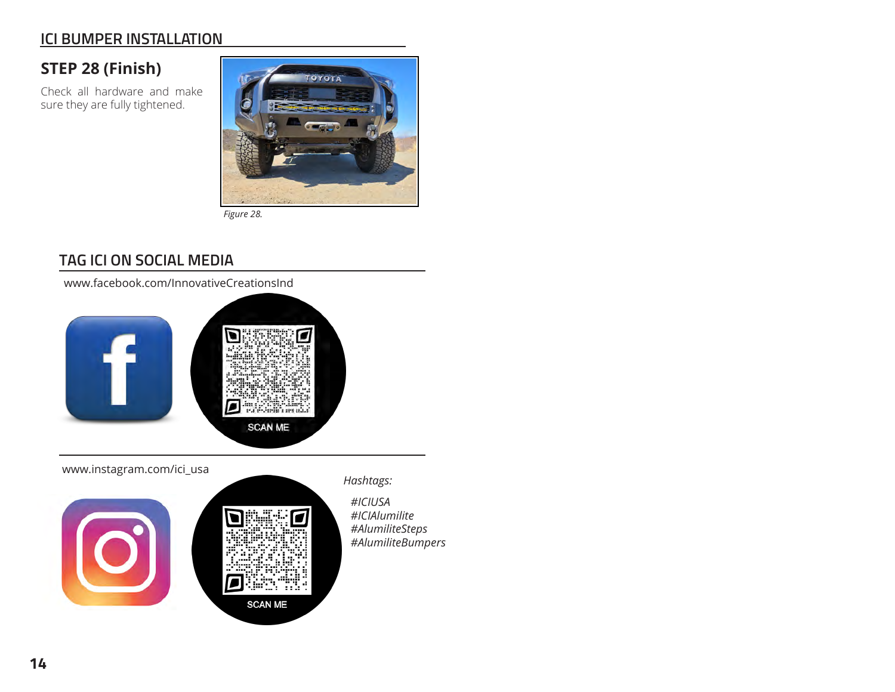## ICI BUMPER INSTALLATION

### STEP 28 (Finish)

Check all hardware and make sure they are fully tightened.

*Figure 28.*

## TAG ICI ON SOCIAL MEDIA

www.facebook.com/InnovativeCreationsInd

SCAN ME

www.instagram.com/ici_usa

SCAN ME

*Hashtags:*

*#ICIUSA*
*#ICIAlumilite*
*#AlumiliteSteps*
*#AlumiliteBumpers*